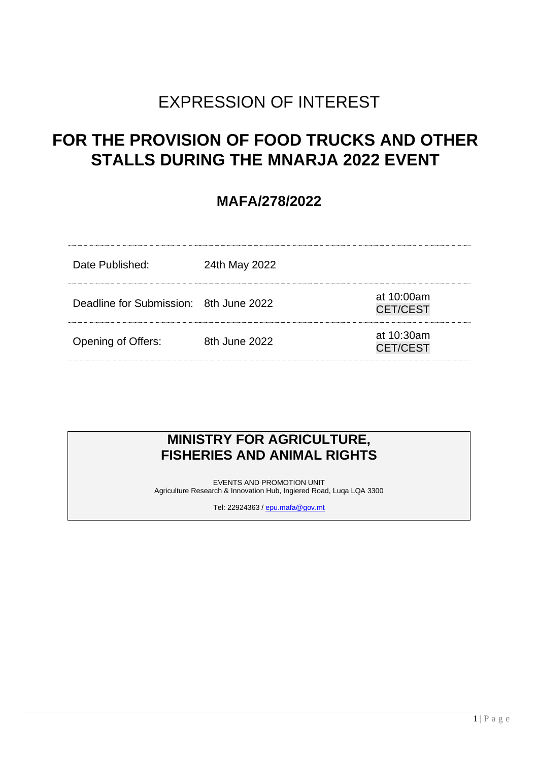# EXPRESSION OF INTEREST

# FOR THE PROVISION OF FOOD TRUCKS AND OTHER STALLS DURING THE MNARJA 2022 EVENT

## MAFA/278/2022

| | | |
|---|---|---|
| Date Published: | 24th May 2022 | |
| Deadline for Submission: | 8th June 2022 | at 10:00am CET/CEST |
| Opening of Offers: | 8th June 2022 | at 10:30am CET/CEST |

**MINISTRY FOR AGRICULTURE, FISHERIES AND ANIMAL RIGHTS**

EVENTS AND PROMOTION UNIT
Agriculture Research & Innovation Hub, Ingiered Road, Luqa LQA 3300

Tel: 22924363 / epu.mafa@gov.mt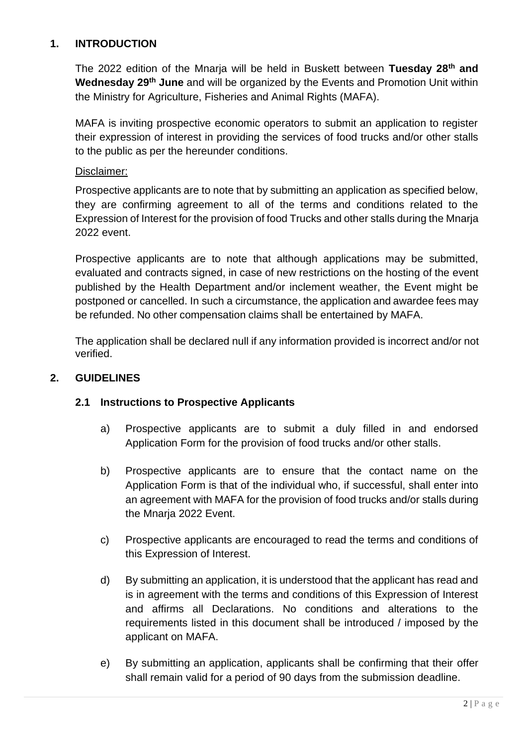## 1. INTRODUCTION

The 2022 edition of the Mnarja will be held in Buskett between **Tuesday 28th and Wednesday 29th June** and will be organized by the Events and Promotion Unit within the Ministry for Agriculture, Fisheries and Animal Rights (MAFA).

MAFA is inviting prospective economic operators to submit an application to register their expression of interest in providing the services of food trucks and/or other stalls to the public as per the hereunder conditions.

Disclaimer:

Prospective applicants are to note that by submitting an application as specified below, they are confirming agreement to all of the terms and conditions related to the Expression of Interest for the provision of food Trucks and other stalls during the Mnarja 2022 event.

Prospective applicants are to note that although applications may be submitted, evaluated and contracts signed, in case of new restrictions on the hosting of the event published by the Health Department and/or inclement weather, the Event might be postponed or cancelled. In such a circumstance, the application and awardee fees may be refunded. No other compensation claims shall be entertained by MAFA.

The application shall be declared null if any information provided is incorrect and/or not verified.

## 2. GUIDELINES

### 2.1 Instructions to Prospective Applicants

a) Prospective applicants are to submit a duly filled in and endorsed Application Form for the provision of food trucks and/or other stalls.

b) Prospective applicants are to ensure that the contact name on the Application Form is that of the individual who, if successful, shall enter into an agreement with MAFA for the provision of food trucks and/or stalls during the Mnarja 2022 Event.

c) Prospective applicants are encouraged to read the terms and conditions of this Expression of Interest.

d) By submitting an application, it is understood that the applicant has read and is in agreement with the terms and conditions of this Expression of Interest and affirms all Declarations. No conditions and alterations to the requirements listed in this document shall be introduced / imposed by the applicant on MAFA.

e) By submitting an application, applicants shall be confirming that their offer shall remain valid for a period of 90 days from the submission deadline.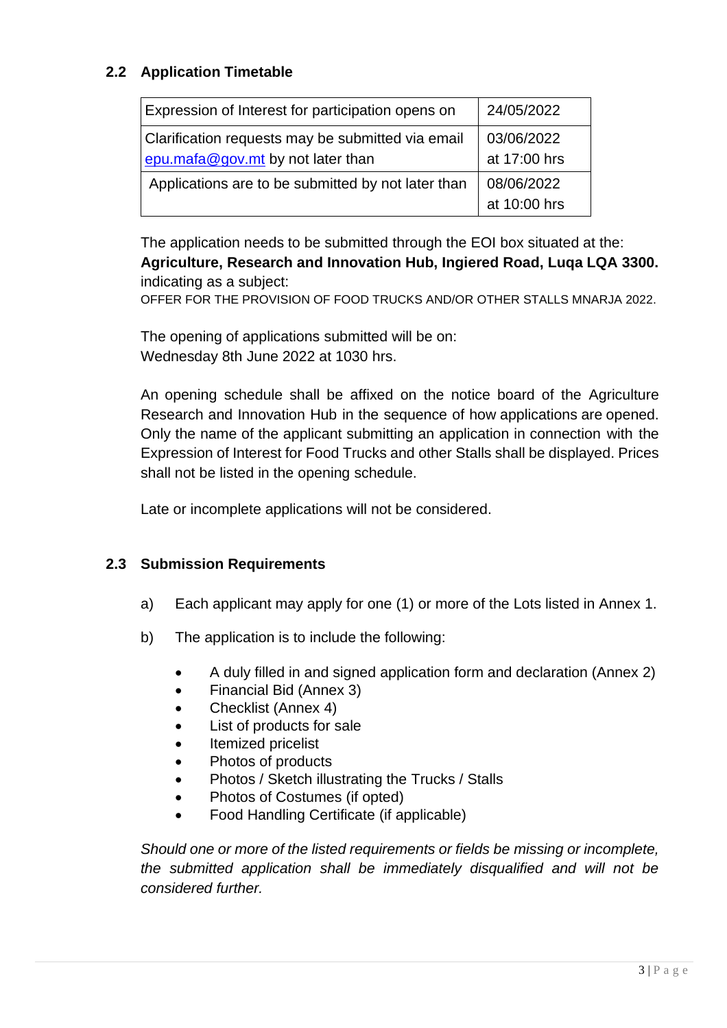## 2.2 Application Timetable

| Expression of Interest for participation opens on | 24/05/2022 |
|---|---|
| Clarification requests may be submitted via email epu.mafa@gov.mt by not later than | 03/06/2022 at 17:00 hrs |
| Applications are to be submitted by not later than | 08/06/2022 at 10:00 hrs |

The application needs to be submitted through the EOI box situated at the: **Agriculture, Research and Innovation Hub, Ingiered Road, Luqa LQA 3300.** indicating as a subject:
OFFER FOR THE PROVISION OF FOOD TRUCKS AND/OR OTHER STALLS MNARJA 2022.

The opening of applications submitted will be on:
Wednesday 8th June 2022 at 1030 hrs.

An opening schedule shall be affixed on the notice board of the Agriculture Research and Innovation Hub in the sequence of how applications are opened. Only the name of the applicant submitting an application in connection with the Expression of Interest for Food Trucks and other Stalls shall be displayed. Prices shall not be listed in the opening schedule.

Late or incomplete applications will not be considered.

## 2.3 Submission Requirements

a) Each applicant may apply for one (1) or more of the Lots listed in Annex 1.

b) The application is to include the following:

- A duly filled in and signed application form and declaration (Annex 2)
- Financial Bid (Annex 3)
- Checklist (Annex 4)
- List of products for sale
- Itemized pricelist
- Photos of products
- Photos / Sketch illustrating the Trucks / Stalls
- Photos of Costumes (if opted)
- Food Handling Certificate (if applicable)

*Should one or more of the listed requirements or fields be missing or incomplete, the submitted application shall be immediately disqualified and will not be considered further.*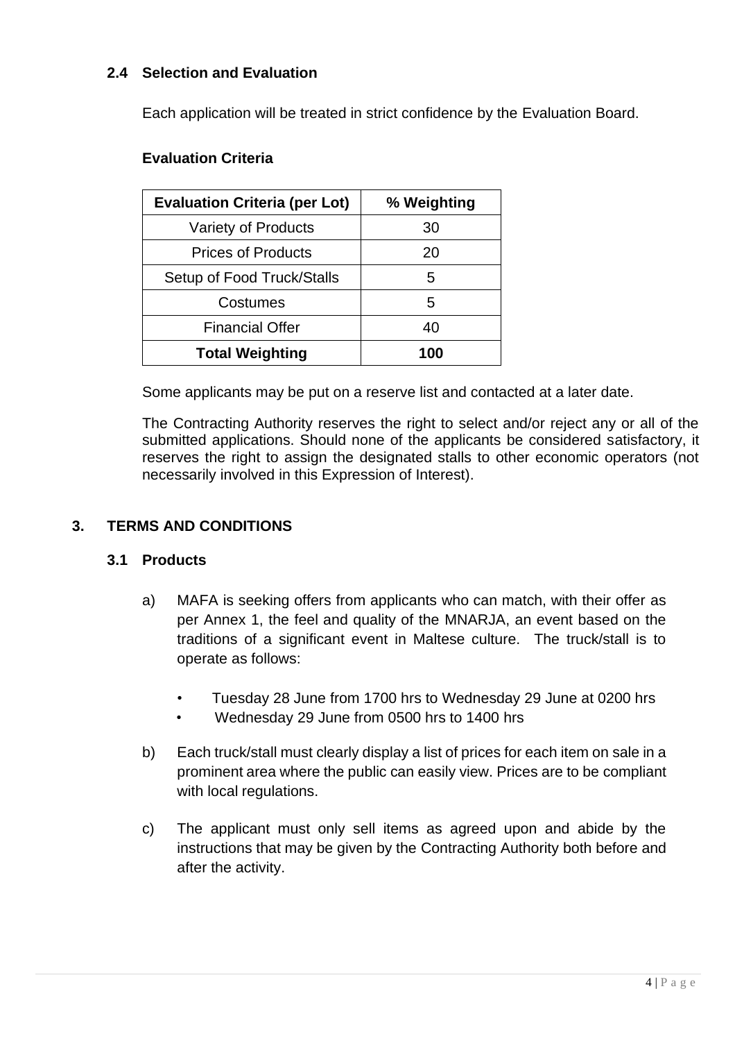### 2.4 Selection and Evaluation

Each application will be treated in strict confidence by the Evaluation Board.

**Evaluation Criteria**

| Evaluation Criteria (per Lot) | % Weighting |
| --- | --- |
| Variety of Products | 30 |
| Prices of Products | 20 |
| Setup of Food Truck/Stalls | 5 |
| Costumes | 5 |
| Financial Offer | 40 |
| **Total Weighting** | **100** |

Some applicants may be put on a reserve list and contacted at a later date.

The Contracting Authority reserves the right to select and/or reject any or all of the submitted applications. Should none of the applicants be considered satisfactory, it reserves the right to assign the designated stalls to other economic operators (not necessarily involved in this Expression of Interest).

## 3. TERMS AND CONDITIONS

### 3.1 Products

a) MAFA is seeking offers from applicants who can match, with their offer as per Annex 1, the feel and quality of the MNARJA, an event based on the traditions of a significant event in Maltese culture. The truck/stall is to operate as follows:

- Tuesday 28 June from 1700 hrs to Wednesday 29 June at 0200 hrs
- Wednesday 29 June from 0500 hrs to 1400 hrs

b) Each truck/stall must clearly display a list of prices for each item on sale in a prominent area where the public can easily view. Prices are to be compliant with local regulations.

c) The applicant must only sell items as agreed upon and abide by the instructions that may be given by the Contracting Authority both before and after the activity.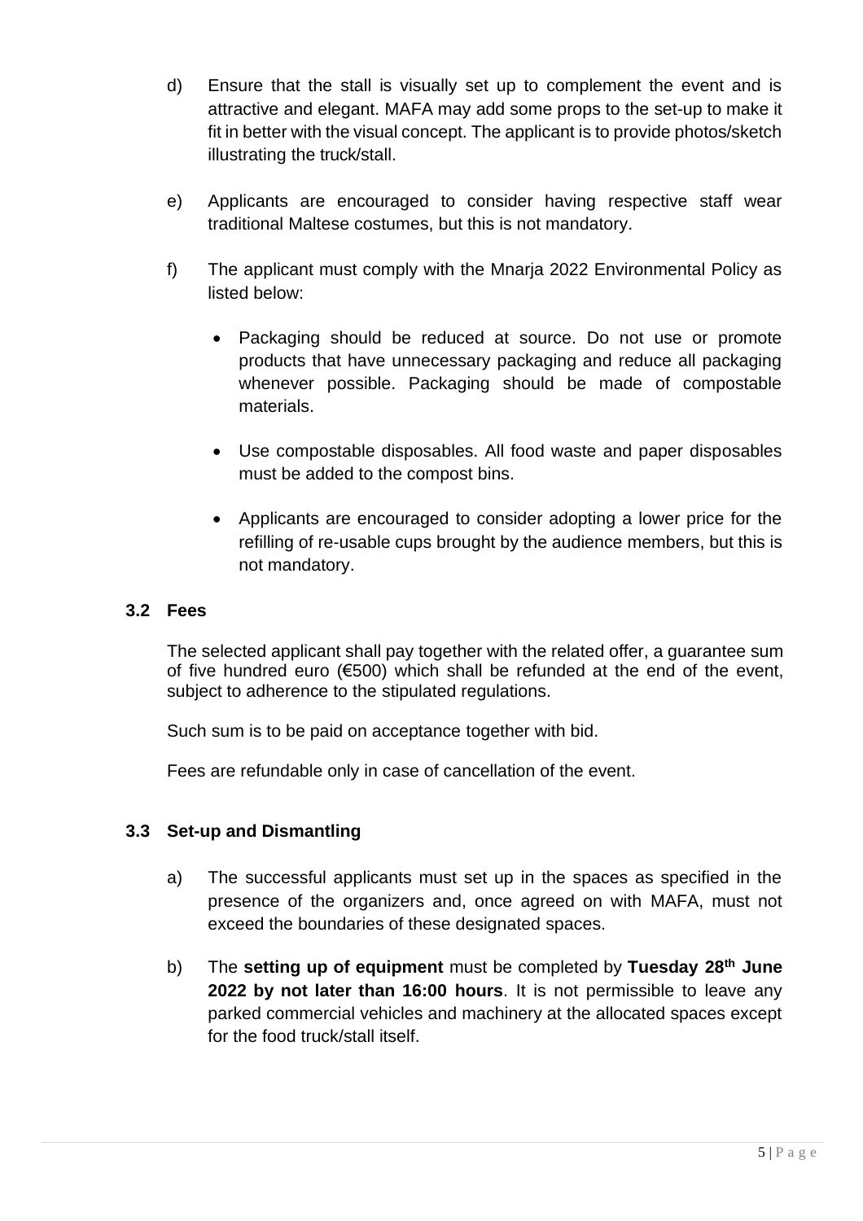d) Ensure that the stall is visually set up to complement the event and is attractive and elegant. MAFA may add some props to the set-up to make it fit in better with the visual concept. The applicant is to provide photos/sketch illustrating the truck/stall.

e) Applicants are encouraged to consider having respective staff wear traditional Maltese costumes, but this is not mandatory.

f) The applicant must comply with the Mnarja 2022 Environmental Policy as listed below:

- Packaging should be reduced at source. Do not use or promote products that have unnecessary packaging and reduce all packaging whenever possible. Packaging should be made of compostable materials.
- Use compostable disposables. All food waste and paper disposables must be added to the compost bins.
- Applicants are encouraged to consider adopting a lower price for the refilling of re-usable cups brought by the audience members, but this is not mandatory.

### 3.2 Fees

The selected applicant shall pay together with the related offer, a guarantee sum of five hundred euro (€500) which shall be refunded at the end of the event, subject to adherence to the stipulated regulations.

Such sum is to be paid on acceptance together with bid.

Fees are refundable only in case of cancellation of the event.

### 3.3 Set-up and Dismantling

a) The successful applicants must set up in the spaces as specified in the presence of the organizers and, once agreed on with MAFA, must not exceed the boundaries of these designated spaces.

b) The **setting up of equipment** must be completed by **Tuesday 28th June 2022 by not later than 16:00 hours**. It is not permissible to leave any parked commercial vehicles and machinery at the allocated spaces except for the food truck/stall itself.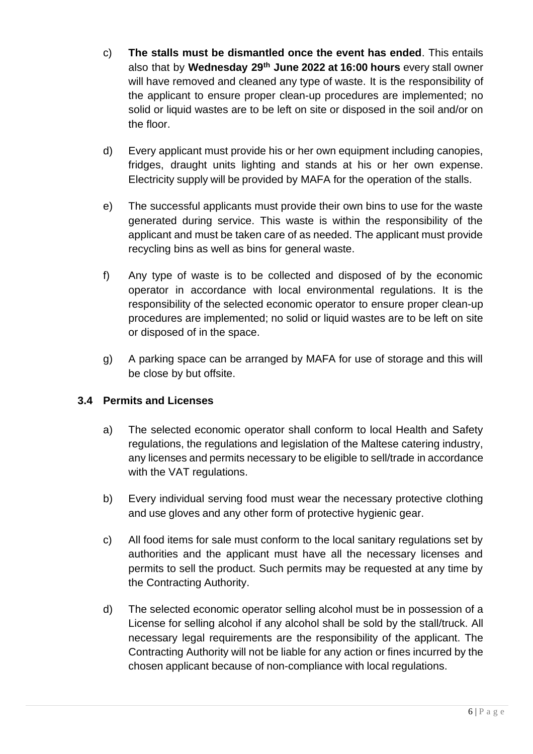c) **The stalls must be dismantled once the event has ended**. This entails also that by **Wednesday 29th June 2022 at 16:00 hours** every stall owner will have removed and cleaned any type of waste. It is the responsibility of the applicant to ensure proper clean-up procedures are implemented; no solid or liquid wastes are to be left on site or disposed in the soil and/or on the floor.

d) Every applicant must provide his or her own equipment including canopies, fridges, draught units lighting and stands at his or her own expense. Electricity supply will be provided by MAFA for the operation of the stalls.

e) The successful applicants must provide their own bins to use for the waste generated during service. This waste is within the responsibility of the applicant and must be taken care of as needed. The applicant must provide recycling bins as well as bins for general waste.

f) Any type of waste is to be collected and disposed of by the economic operator in accordance with local environmental regulations. It is the responsibility of the selected economic operator to ensure proper clean-up procedures are implemented; no solid or liquid wastes are to be left on site or disposed of in the space.

g) A parking space can be arranged by MAFA for use of storage and this will be close by but offsite.

### 3.4 Permits and Licenses

a) The selected economic operator shall conform to local Health and Safety regulations, the regulations and legislation of the Maltese catering industry, any licenses and permits necessary to be eligible to sell/trade in accordance with the VAT regulations.

b) Every individual serving food must wear the necessary protective clothing and use gloves and any other form of protective hygienic gear.

c) All food items for sale must conform to the local sanitary regulations set by authorities and the applicant must have all the necessary licenses and permits to sell the product. Such permits may be requested at any time by the Contracting Authority.

d) The selected economic operator selling alcohol must be in possession of a License for selling alcohol if any alcohol shall be sold by the stall/truck. All necessary legal requirements are the responsibility of the applicant. The Contracting Authority will not be liable for any action or fines incurred by the chosen applicant because of non-compliance with local regulations.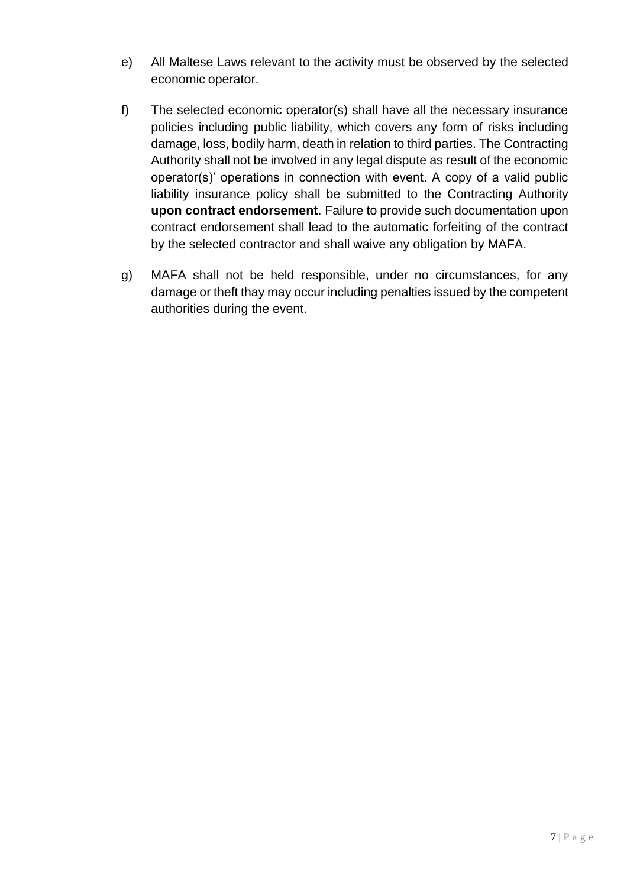e) All Maltese Laws relevant to the activity must be observed by the selected economic operator.

f) The selected economic operator(s) shall have all the necessary insurance policies including public liability, which covers any form of risks including damage, loss, bodily harm, death in relation to third parties. The Contracting Authority shall not be involved in any legal dispute as result of the economic operator(s)' operations in connection with event. A copy of a valid public liability insurance policy shall be submitted to the Contracting Authority **upon contract endorsement**. Failure to provide such documentation upon contract endorsement shall lead to the automatic forfeiting of the contract by the selected contractor and shall waive any obligation by MAFA.

g) MAFA shall not be held responsible, under no circumstances, for any damage or theft thay may occur including penalties issued by the competent authorities during the event.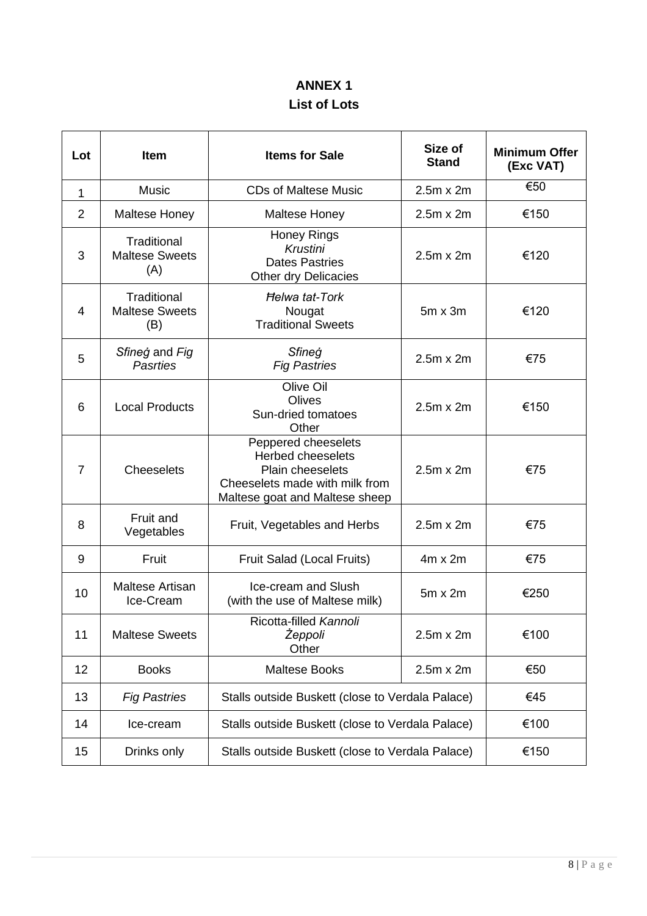# ANNEX 1

## List of Lots

| Lot | Item | Items for Sale | Size of Stand | Minimum Offer (Exc VAT) |
|---|---|---|---|---|
| 1 | Music | CDs of Maltese Music | 2.5m x 2m | €50 |
| 2 | Maltese Honey | Maltese Honey | 2.5m x 2m | €150 |
| 3 | Traditional Maltese Sweets (A) | Honey Rings<br>*Krustini*<br>Dates Pastries<br>Other dry Delicacies | 2.5m x 2m | €120 |
| 4 | Traditional Maltese Sweets (B) | *Ħelwa tat-Tork*<br>Nougat<br>Traditional Sweets | 5m x 3m | €120 |
| 5 | *Sfineġ* and *Fig Pasrties* | *Sfineġ*<br>*Fig Pastries* | 2.5m x 2m | €75 |
| 6 | Local Products | Olive Oil<br>Olives<br>Sun-dried tomatoes<br>Other | 2.5m x 2m | €150 |
| 7 | Cheeselets | Peppered cheeselets<br>Herbed cheeselets<br>Plain cheeselets<br>Cheeselets made with milk from Maltese goat and Maltese sheep | 2.5m x 2m | €75 |
| 8 | Fruit and Vegetables | Fruit, Vegetables and Herbs | 2.5m x 2m | €75 |
| 9 | Fruit | Fruit Salad (Local Fruits) | 4m x 2m | €75 |
| 10 | Maltese Artisan Ice-Cream | Ice-cream and Slush (with the use of Maltese milk) | 5m x 2m | €250 |
| 11 | Maltese Sweets | Ricotta-filled *Kannoli*<br>*Żeppoli*<br>Other | 2.5m x 2m | €100 |
| 12 | Books | Maltese Books | 2.5m x 2m | €50 |
| 13 | *Fig Pastries* | Stalls outside Buskett (close to Verdala Palace) | | €45 |
| 14 | Ice-cream | Stalls outside Buskett (close to Verdala Palace) | | €100 |
| 15 | Drinks only | Stalls outside Buskett (close to Verdala Palace) | | €150 |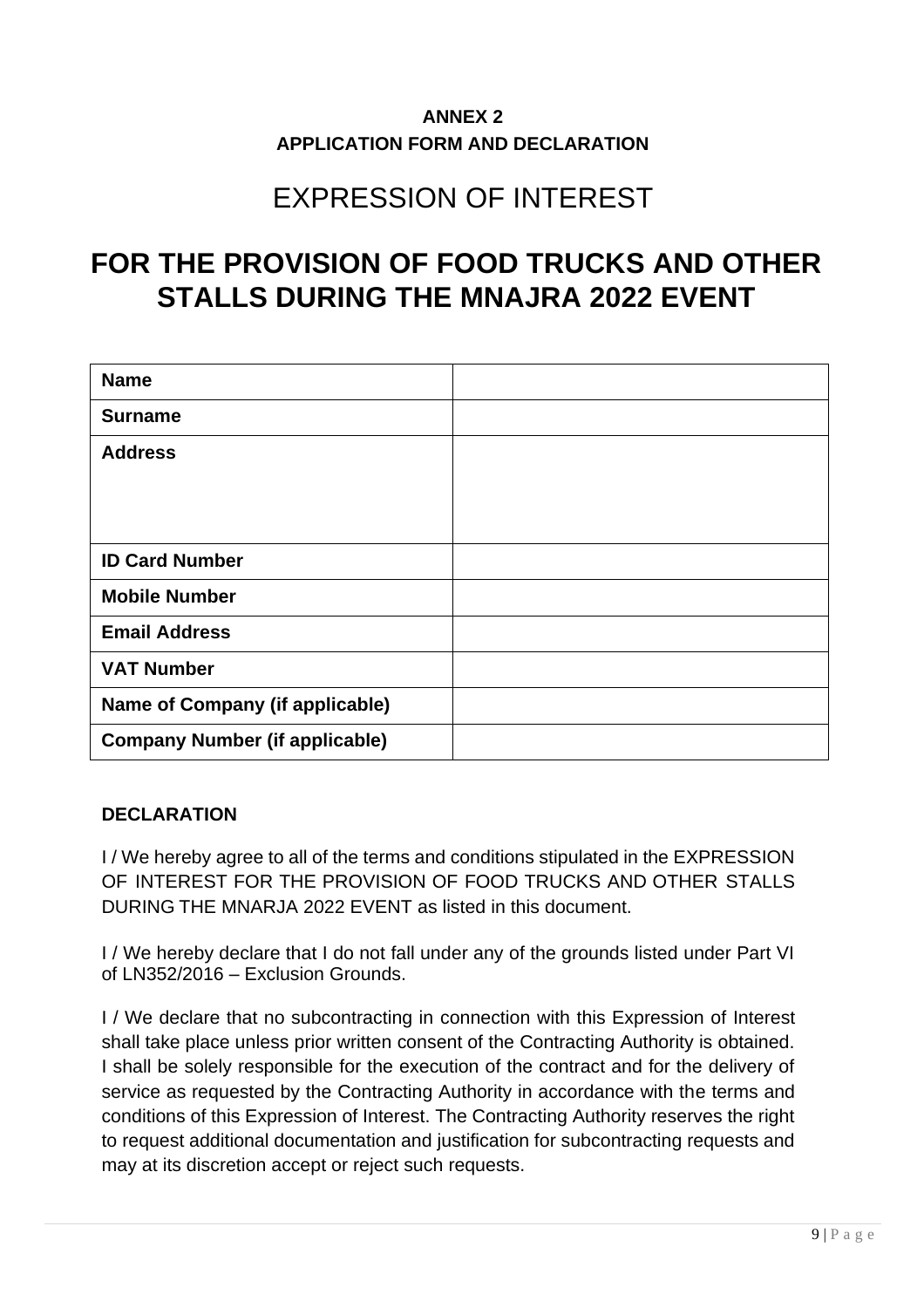**ANNEX 2**

**APPLICATION FORM AND DECLARATION**

# EXPRESSION OF INTEREST

# FOR THE PROVISION OF FOOD TRUCKS AND OTHER STALLS DURING THE MNAJRA 2022 EVENT

| **Name** | |
|---|---|
| **Surname** | |
| **Address** | |
| **ID Card Number** | |
| **Mobile Number** | |
| **Email Address** | |
| **VAT Number** | |
| **Name of Company (if applicable)** | |
| **Company Number (if applicable)** | |

**DECLARATION**

I / We hereby agree to all of the terms and conditions stipulated in the EXPRESSION OF INTEREST FOR THE PROVISION OF FOOD TRUCKS AND OTHER STALLS DURING THE MNARJA 2022 EVENT as listed in this document.

I / We hereby declare that I do not fall under any of the grounds listed under Part VI of LN352/2016 – Exclusion Grounds.

I / We declare that no subcontracting in connection with this Expression of Interest shall take place unless prior written consent of the Contracting Authority is obtained. I shall be solely responsible for the execution of the contract and for the delivery of service as requested by the Contracting Authority in accordance with the terms and conditions of this Expression of Interest. The Contracting Authority reserves the right to request additional documentation and justification for subcontracting requests and may at its discretion accept or reject such requests.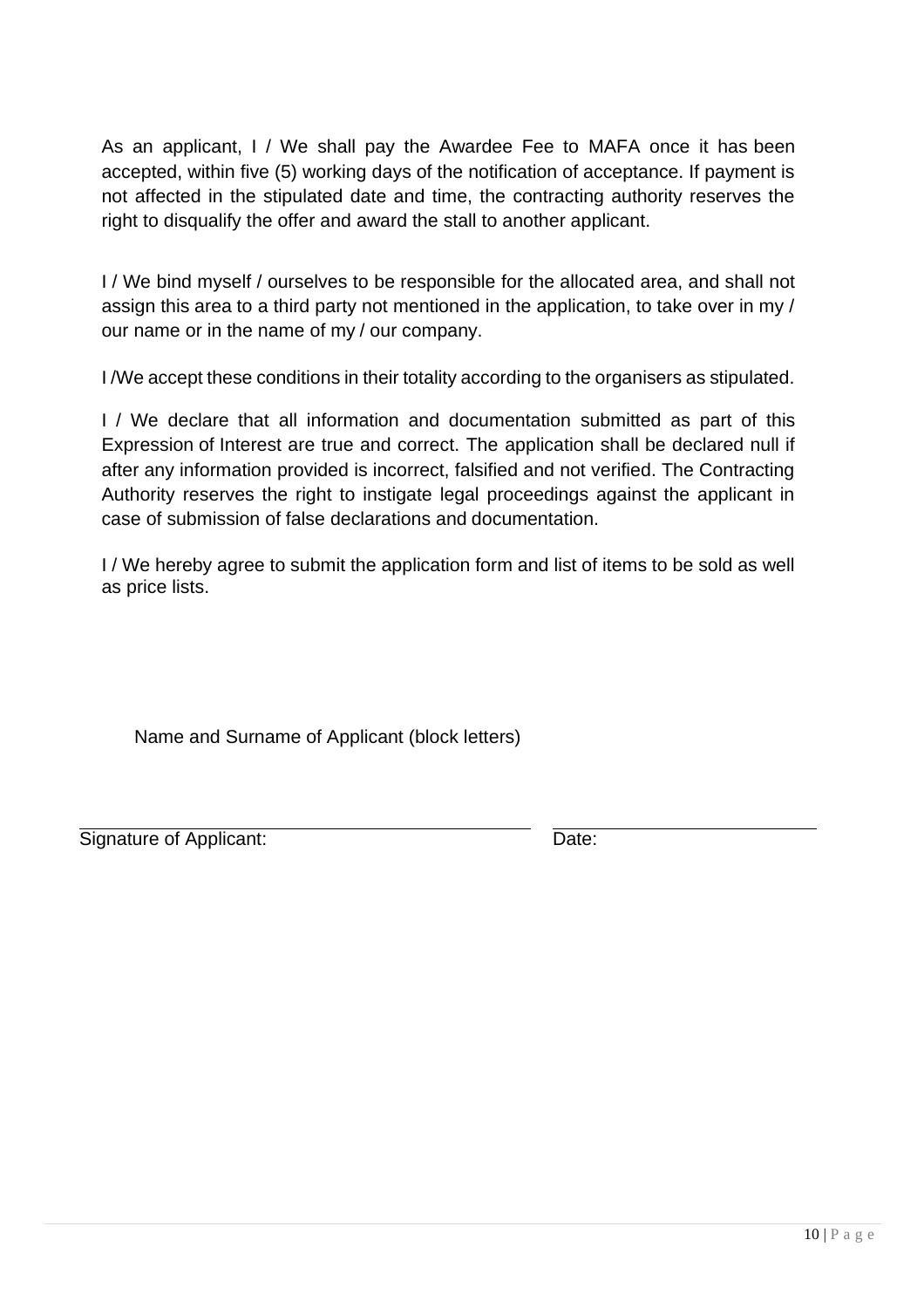As an applicant, I / We shall pay the Awardee Fee to MAFA once it has been accepted, within five (5) working days of the notification of acceptance. If payment is not affected in the stipulated date and time, the contracting authority reserves the right to disqualify the offer and award the stall to another applicant.

I / We bind myself / ourselves to be responsible for the allocated area, and shall not assign this area to a third party not mentioned in the application, to take over in my / our name or in the name of my / our company.

I /We accept these conditions in their totality according to the organisers as stipulated.

I / We declare that all information and documentation submitted as part of this Expression of Interest are true and correct. The application shall be declared null if after any information provided is incorrect, falsified and not verified. The Contracting Authority reserves the right to instigate legal proceedings against the applicant in case of submission of false declarations and documentation.

I / We hereby agree to submit the application form and list of items to be sold as well as price lists.

Name and Surname of Applicant (block letters)

Signature of Applicant: ______________________ Date: ______________________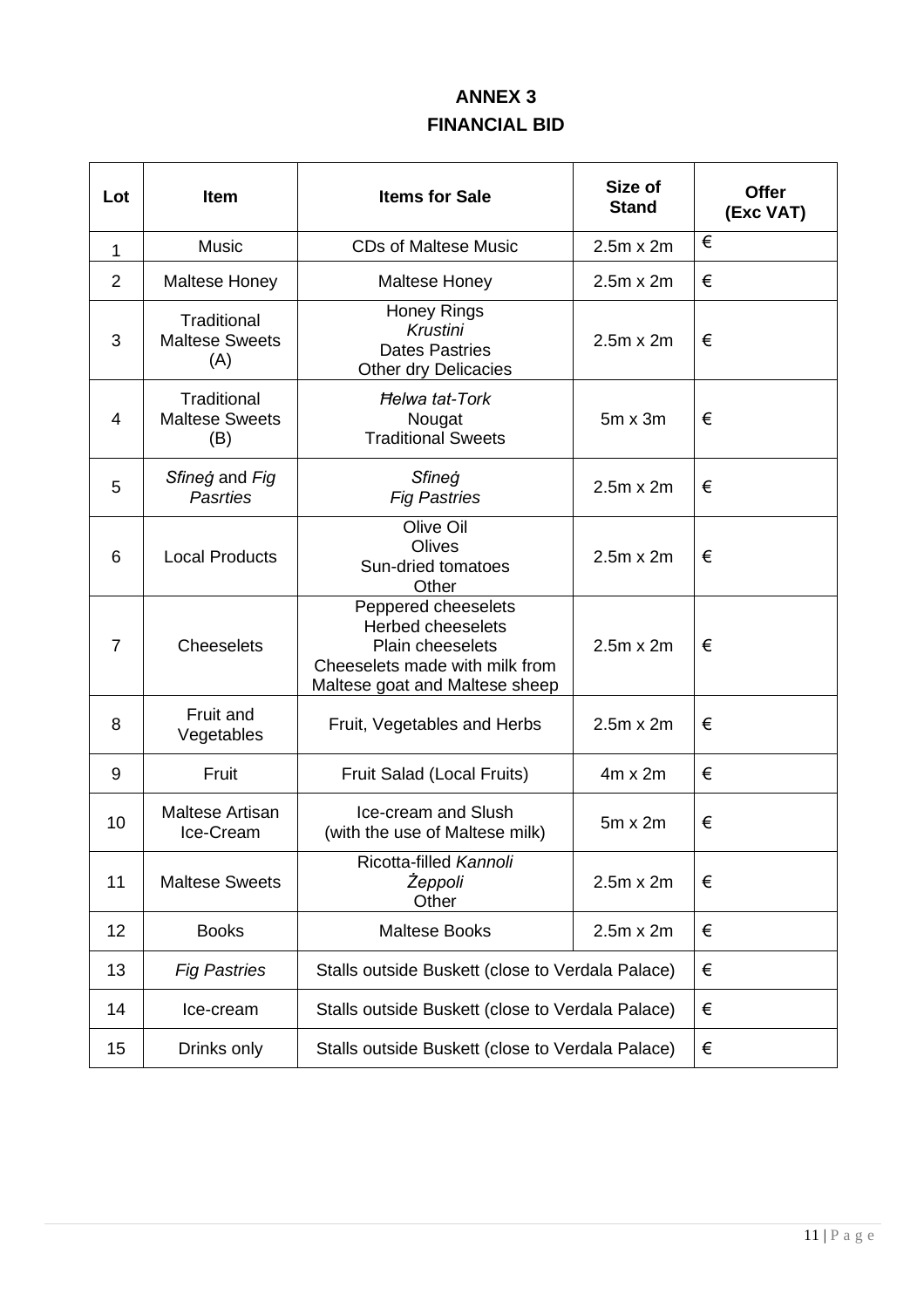# ANNEX 3

## FINANCIAL BID

| Lot | Item | Items for Sale | Size of Stand | Offer (Exc VAT) |
|---|---|---|---|---|
| 1 | Music | CDs of Maltese Music | 2.5m x 2m | € |
| 2 | Maltese Honey | Maltese Honey | 2.5m x 2m | € |
| 3 | Traditional Maltese Sweets (A) | Honey Rings<br>*Krustini*<br>Dates Pastries<br>Other dry Delicacies | 2.5m x 2m | € |
| 4 | Traditional Maltese Sweets (B) | *Ħelwa tat-Tork*<br>Nougat<br>Traditional Sweets | 5m x 3m | € |
| 5 | *Sfineġ* and *Fig Pasrties* | *Sfineġ*<br>*Fig Pastries* | 2.5m x 2m | € |
| 6 | Local Products | Olive Oil<br>Olives<br>Sun-dried tomatoes<br>Other | 2.5m x 2m | € |
| 7 | Cheeselets | Peppered cheeselets<br>Herbed cheeselets<br>Plain cheeselets<br>Cheeselets made with milk from Maltese goat and Maltese sheep | 2.5m x 2m | € |
| 8 | Fruit and Vegetables | Fruit, Vegetables and Herbs | 2.5m x 2m | € |
| 9 | Fruit | Fruit Salad (Local Fruits) | 4m x 2m | € |
| 10 | Maltese Artisan Ice-Cream | Ice-cream and Slush (with the use of Maltese milk) | 5m x 2m | € |
| 11 | Maltese Sweets | Ricotta-filled *Kannoli*<br>*Żeppoli*<br>Other | 2.5m x 2m | € |
| 12 | Books | Maltese Books | 2.5m x 2m | € |
| 13 | *Fig Pastries* | Stalls outside Buskett (close to Verdala Palace) | | € |
| 14 | Ice-cream | Stalls outside Buskett (close to Verdala Palace) | | € |
| 15 | Drinks only | Stalls outside Buskett (close to Verdala Palace) | | € |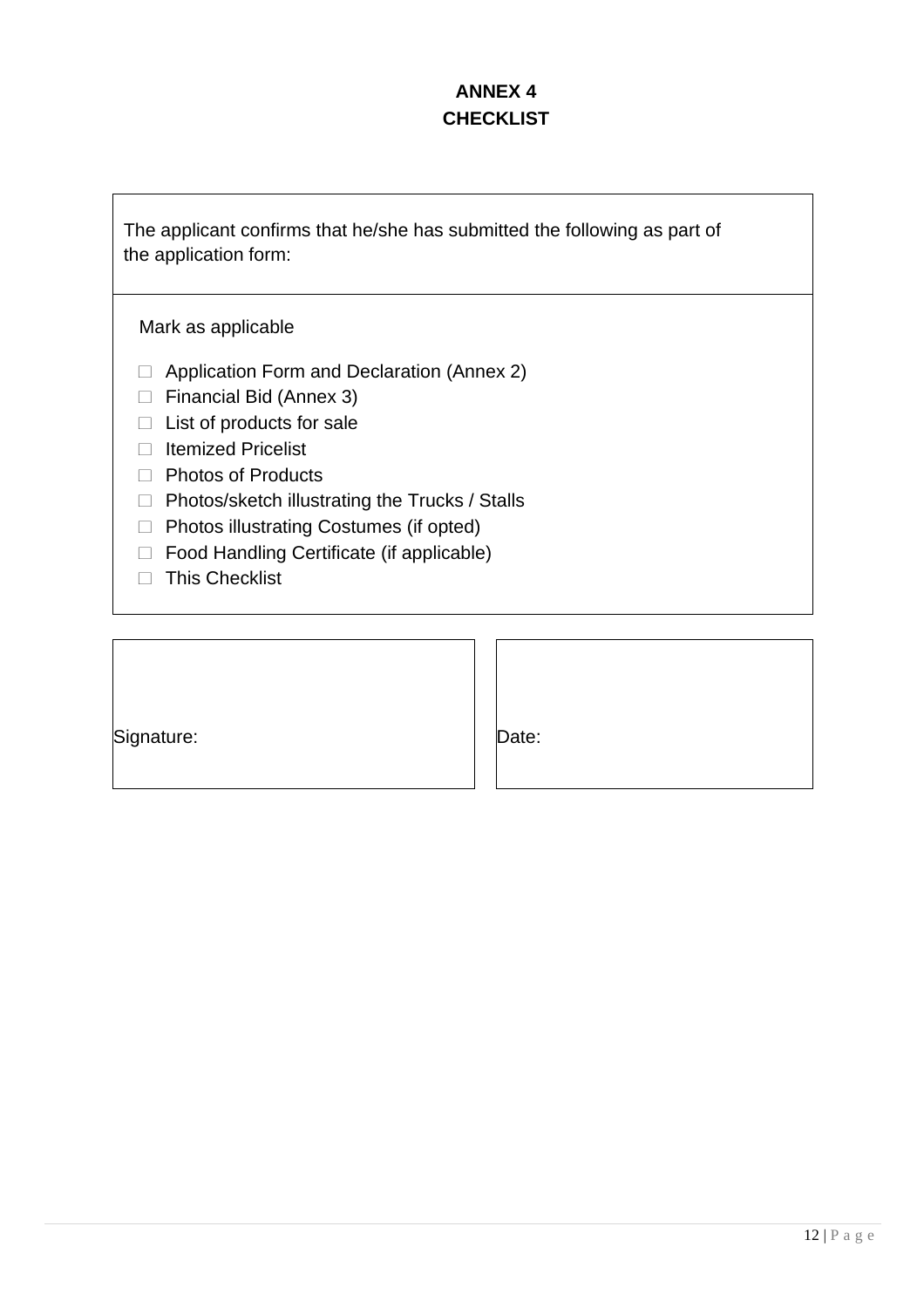# ANNEX 4
## CHECKLIST

The applicant confirms that he/she has submitted the following as part of the application form:

Mark as applicable

- ☐ Application Form and Declaration (Annex 2)
- ☐ Financial Bid (Annex 3)
- ☐ List of products for sale
- ☐ Itemized Pricelist
- ☐ Photos of Products
- ☐ Photos/sketch illustrating the Trucks / Stalls
- ☐ Photos illustrating Costumes (if opted)
- ☐ Food Handling Certificate (if applicable)
- ☐ This Checklist

| | |
|---|---|
| Signature: | Date: |